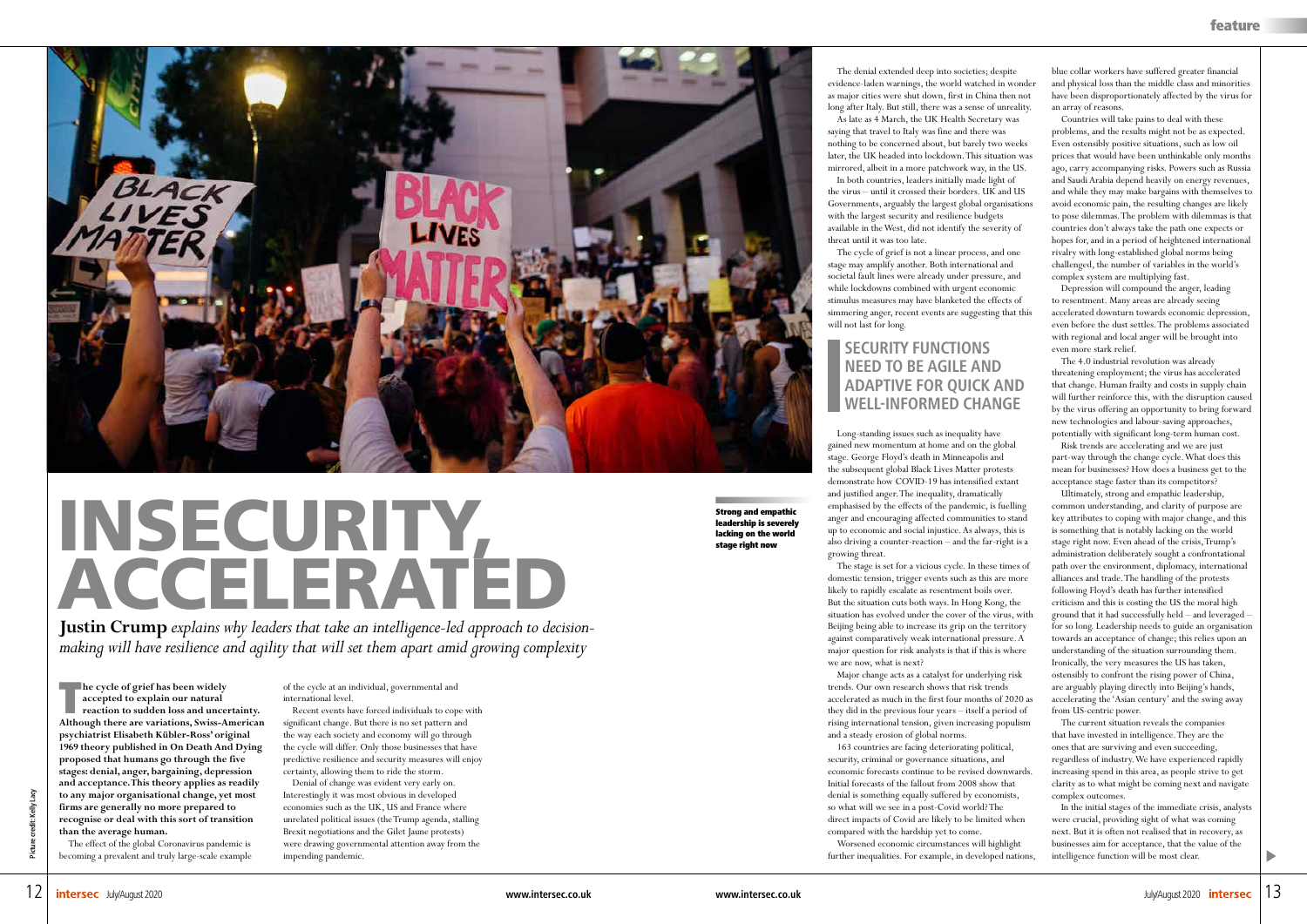# INSECURITY, ACCELERATED

**Justin Crump** *explains why leaders that take an intelligence-led approach to decision-making will have resilience and agility that will set them apart amid growing complexity*

**The cycle of grief has been widely accepted to explain our natural reaction to sudden loss and uncertainty. Although there are variations, Swiss-American psychiatrist Elisabeth Kübler-Ross' original 1969 theory published in On Death And Dying proposed that humans go through the five stages: denial, anger, bargaining, depression and acceptance. This theory applies as readily to any major organisational change, yet most firms are generally no more prepared to recognise or deal with this sort of transition than the average human.**

The effect of the global Coronavirus pandemic is becoming a prevalent and truly large-scale example of the cycle at an individual, governmental and international level.

Recent events have forced individuals to cope with significant change. But there is no set pattern and the way each society and economy will go through the cycle will differ. Only those businesses that have predictive resilience and security measures will enjoy certainty, allowing them to ride the storm.

Denial of change was evident very early on. Interestingly it was most obvious in developed economies such as the UK, US and France where unrelated political issues (the Trump agenda, stalling Brexit negotiations and the Gilet Jaune protests) were drawing governmental attention away from the impending pandemic.

The denial extended deep into societies; despite evidence-laden warnings, the world watched in wonder as major cities were shut down, first in China then not long after Italy. But still, there was a sense of unreality.

As late as 4 March, the UK Health Secretary was saying that travel to Italy was fine and there was nothing to be concerned about, but barely two weeks later, the UK headed into lockdown. This situation was mirrored, albeit in a more patchwork way, in the US.

In both countries, leaders initially made light of the virus – until it crossed their borders. UK and US Governments, arguably the largest global organisations with the largest security and resilience budgets available in the West, did not identify the severity of threat until it was too late.

The cycle of grief is not a linear process, and one stage may amplify another. Both international and societal fault lines were already under pressure, and while lockdowns combined with urgent economic stimulus measures may have blanketed the effects of simmering anger, recent events are suggesting that this will not last for long.

> **SECURITY FUNCTIONS NEED TO BE AGILE AND ADAPTIVE FOR QUICK AND WELL-INFORMED CHANGE**

Long-standing issues such as inequality have gained new momentum at home and on the global stage. George Floyd's death in Minneapolis and the subsequent global Black Lives Matter protests demonstrate how COVID-19 has intensified extant and justified anger. The inequality, dramatically emphasised by the effects of the pandemic, is fuelling anger and encouraging affected communities to stand up to economic and social injustice. As always, this is also driving a counter-reaction – and the far-right is a growing threat.

The stage is set for a vicious cycle. In these times of domestic tension, trigger events such as this are more likely to rapidly escalate as resentment boils over. But the situation cuts both ways. In Hong Kong, the situation has evolved under the cover of the virus, with Beijing being able to increase its grip on the territory against comparatively weak international pressure. A major question for risk analysts is that if this is where we are now, what is next?

Major change acts as a catalyst for underlying risk trends. Our own research shows that risk trends accelerated as much in the first four months of 2020 as they did in the previous four years – itself a period of rising international tension, given increasing populism and a steady erosion of global norms.

163 countries are facing deteriorating political, security, criminal or governance situations, and economic forecasts continue to be revised downwards. Initial forecasts of the fallout from 2008 show that denial is something equally suffered by economists, so what will we see in a post-Covid world? The direct impacts of Covid are likely to be limited when compared with the hardship yet to come.

Worsened economic circumstances will highlight further inequalities. For example, in developed nations, blue collar workers have suffered greater financial and physical loss than the middle class and minorities have been disproportionately affected by the virus for an array of reasons.

Countries will take pains to deal with these problems, and the results might not be as expected. Even ostensibly positive situations, such as low oil prices that would have been unthinkable only months ago, carry accompanying risks. Powers such as Russia and Saudi Arabia depend heavily on energy revenues, and while they may make bargains with themselves to avoid economic pain, the resulting changes are likely to pose dilemmas. The problem with dilemmas is that countries don't always take the path one expects or hopes for, and in a period of heightened international rivalry with long-established global norms being challenged, the number of variables in the world's complex system are multiplying fast.

Depression will compound the anger, leading to resentment. Many areas are already seeing accelerated downturn towards economic depression, even before the dust settles. The problems associated with regional and local anger will be brought into even more stark relief.

The 4.0 industrial revolution was already threatening employment; the virus has accelerated that change. Human frailty and costs in supply chain will further reinforce this, with the disruption caused by the virus offering an opportunity to bring forward new technologies and labour-saving approaches, potentially with significant long-term human cost.

Risk trends are accelerating and we are just part-way through the change cycle. What does this mean for businesses? How does a business get to the acceptance stage faster than its competitors?

Ultimately, strong and empathic leadership, common understanding, and clarity of purpose are key attributes to coping with major change, and this is something that is notably lacking on the world stage right now. Even ahead of the crisis, Trump's administration deliberately sought a confrontational path over the environment, diplomacy, international alliances and trade. The handling of the protests following Floyd's death has further intensified criticism and this is costing the US the moral high ground that it had successfully held – and leveraged – for so long. Leadership needs to guide an organisation towards an acceptance of change; this relies upon an understanding of the situation surrounding them. Ironically, the very measures the US has taken, ostensibly to confront the rising power of China, are arguably playing directly into Beijing's hands, accelerating the 'Asian century' and the swing away from US-centric power.

**Strong and empathic leadership is severely lacking on the world stage right now**

The current situation reveals the companies that have invested in intelligence. They are the ones that are surviving and even succeeding, regardless of industry. We have experienced rapidly increasing spend in this area, as people strive to get clarity as to what might be coming next and navigate complex outcomes.

In the initial stages of the immediate crisis, analysts were crucial, providing sight of what was coming next. But it is often not realised that in recovery, as businesses aim for acceptance, that the value of the intelligence function will be most clear.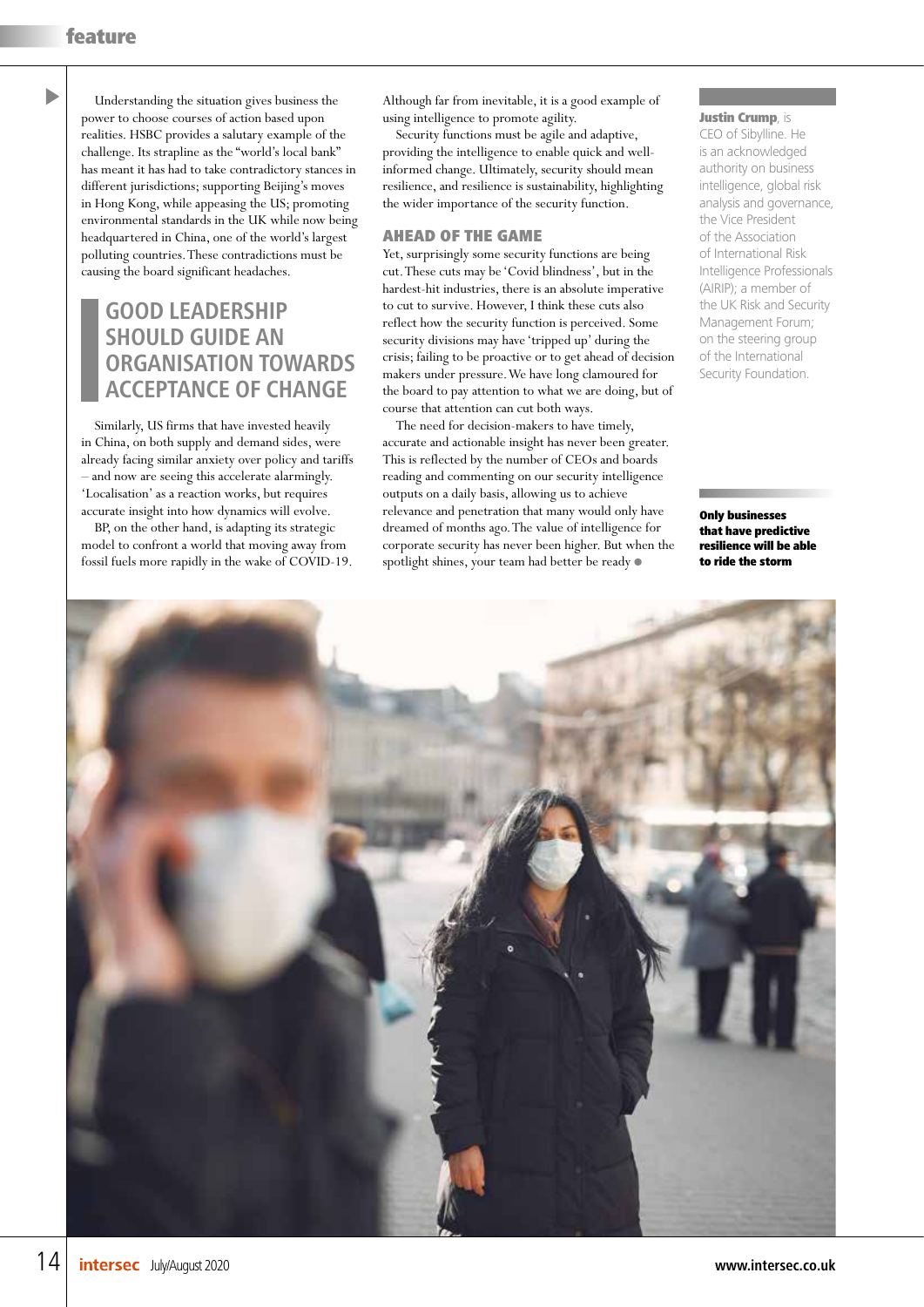Understanding the situation gives business the power to choose courses of action based upon realities. HSBC provides a salutary example of the challenge. Its strapline as the "world's local bank" has meant it has had to take contradictory stances in different jurisdictions; supporting Beijing's moves in Hong Kong, while appeasing the US; promoting environmental standards in the UK while now being headquartered in China, one of the world's largest polluting countries. These contradictions must be causing the board significant headaches.

> **GOOD LEADERSHIP SHOULD GUIDE AN ORGANISATION TOWARDS ACCEPTANCE OF CHANGE**

Similarly, US firms that have invested heavily in China, on both supply and demand sides, were already facing similar anxiety over policy and tariffs – and now are seeing this accelerate alarmingly. 'Localisation' as a reaction works, but requires accurate insight into how dynamics will evolve.

BP, on the other hand, is adapting its strategic model to confront a world that moving away from fossil fuels more rapidly in the wake of COVID-19. Although far from inevitable, it is a good example of using intelligence to promote agility.

Security functions must be agile and adaptive, providing the intelligence to enable quick and well-informed change. Ultimately, security should mean resilience, and resilience is sustainability, highlighting the wider importance of the security function.

## AHEAD OF THE GAME

Yet, surprisingly some security functions are being cut. These cuts may be 'Covid blindness', but in the hardest-hit industries, there is an absolute imperative to cut to survive. However, I think these cuts also reflect how the security function is perceived. Some security divisions may have 'tripped up' during the crisis; failing to be proactive or to get ahead of decision makers under pressure. We have long clamoured for the board to pay attention to what we are doing, but of course that attention can cut both ways.

The need for decision-makers to have timely, accurate and actionable insight has never been greater. This is reflected by the number of CEOs and boards reading and commenting on our security intelligence outputs on a daily basis, allowing us to achieve relevance and penetration that many would only have dreamed of months ago. The value of intelligence for corporate security has never been higher. But when the spotlight shines, your team had better be ready ●

**Justin Crump**, is CEO of Sibylline. He is an acknowledged authority on business intelligence, global risk analysis and governance, the Vice President of the Association of International Risk Intelligence Professionals (AIRIP); a member of the UK Risk and Security Management Forum; on the steering group of the International Security Foundation.

**Only businesses that have predictive resilience will be able to ride the storm**